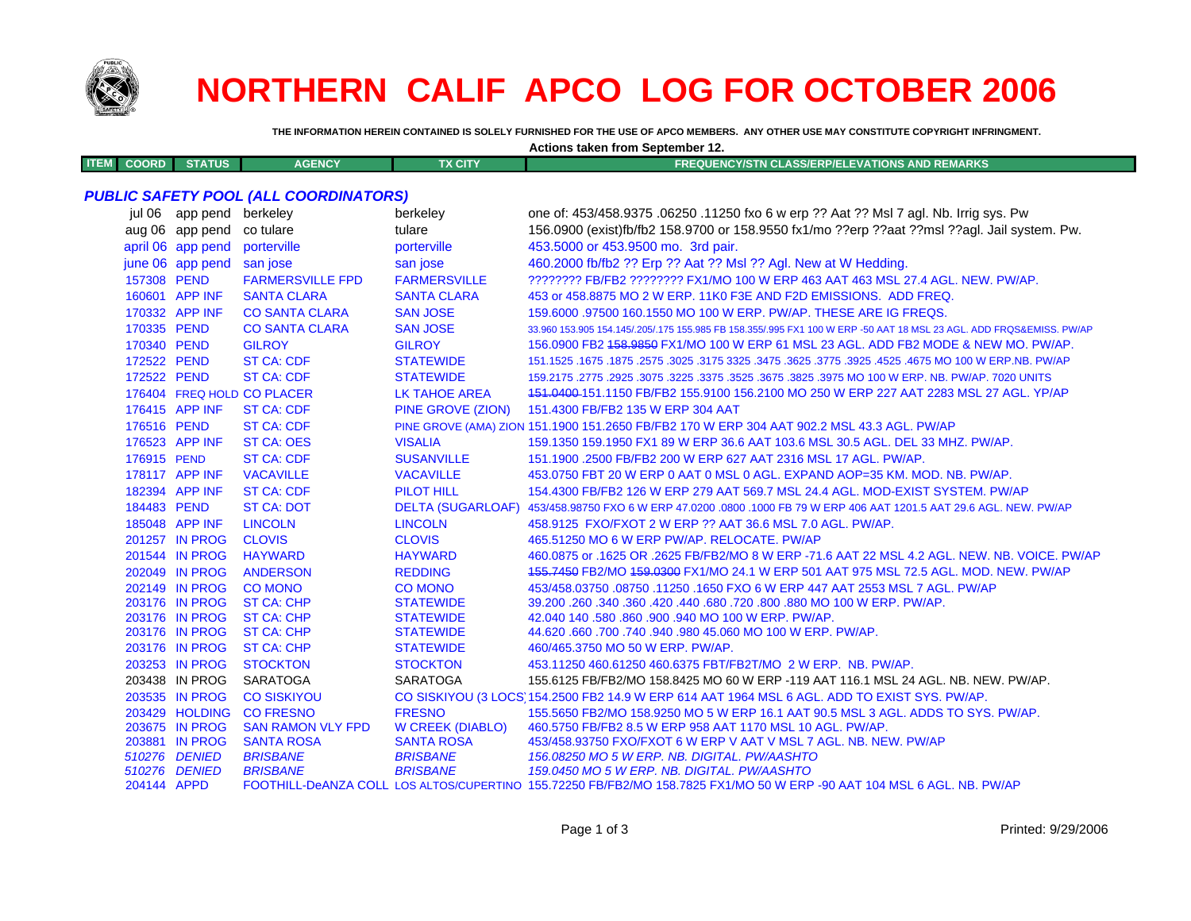# NORTHERN CALIF APCO LOG FOR OCTOBER 2006

**THE INFORMATION HEREIN CONTAINED IS SOLELY FURNISHED FOR THE USE OF APCO MEMBERS. ANY OTHER USE MAY CONSTITUTE COPYRIGHT INFRINGMENT.**

**Actions taken from September 12.**

### *PUBLIC SAFETY POOL (ALL COORDINATORS)*

| ITEM | COORD | STATUS | AGENCY | TX CITY | FREQUENCY/STN CLASS/ERP/ELEVATIONS AND REMARKS |
|---|---|---|---|---|---|
| | jul 06 | app pend | berkeley | berkeley | one of: 453/458.9375 .06250 .11250 fxo 6 w erp ?? Aat ?? Msl 7 agl. Nb. Irrig sys. Pw |
| | aug 06 | app pend | co tulare | tulare | 156.0900 (exist)fb/fb2 158.9700 or 158.9550 fx1/mo ??erp ??aat ??msl ??agl. Jail system. Pw. |
| | april 06 | app pend | porterville | porterville | 453.5000 or 453.9500 mo. 3rd pair. |
| | june 06 | app pend | san jose | san jose | 460.2000 fb/fb2 ?? Erp ?? Aat ?? Msl ?? Agl. New at W Hedding. |
| | 157308 | PEND | FARMERSVILLE FPD | FARMERSVILLE | ???????? FB/FB2 ???????? FX1/MO 100 W ERP 463 AAT 463 MSL 27.4 AGL. NEW. PW/AP. |
| | 160601 | APP INF | SANTA CLARA | SANTA CLARA | 453 or 458.8875 MO 2 W ERP. 11K0 F3E AND F2D EMISSIONS. ADD FREQ. |
| | 170332 | APP INF | CO SANTA CLARA | SAN JOSE | 159.6000 .97500 160.1550 MO 100 W ERP. PW/AP. THESE ARE IG FREQS. |
| | 170335 | PEND | CO SANTA CLARA | SAN JOSE | 33.960 153.905 154.145/.205/.175 155.985 FB 158.355/.995 FX1 100 W ERP -50 AAT 18 MSL 23 AGL. ADD FRQS&EMISS. PW/AP |
| | 170340 | PEND | GILROY | GILROY | 156.0900 FB2 ~~158.9850~~ FX1/MO 100 W ERP 61 MSL 23 AGL. ADD FB2 MODE & NEW MO. PW/AP. |
| | 172522 | PEND | ST CA: CDF | STATEWIDE | 151.1525 .1675 .1875 .2575 .3025 .3175 3325 .3475 .3625 .3775 .3925 .4525 .4675 MO 100 W ERP.NB. PW/AP |
| | 172522 | PEND | ST CA: CDF | STATEWIDE | 159.2175 .2775 .2925 .3075 .3225 .3375 .3525 .3675 .3825 .3975 MO 100 W ERP. NB. PW/AP. 7020 UNITS |
| | 176404 | FREQ HOLD | CO PLACER | LK TAHOE AREA | ~~151.0400~~ 151.1150 FB/FB2 155.9100 156.2100 MO 250 W ERP 227 AAT 2283 MSL 27 AGL. YP/AP |
| | 176415 | APP INF | ST CA: CDF | PINE GROVE (ZION) | 151.4300 FB/FB2 135 W ERP 304 AAT |
| | 176516 | PEND | ST CA: CDF | PINE GROVE (AMA) ZION | 151.1900 151.2650 FB/FB2 170 W ERP 304 AAT 902.2 MSL 43.3 AGL. PW/AP |
| | 176523 | APP INF | ST CA: OES | VISALIA | 159.1350 159.1950 FX1 89 W ERP 36.6 AAT 103.6 MSL 30.5 AGL. DEL 33 MHZ. PW/AP. |
| | 176915 | PEND | ST CA: CDF | SUSANVILLE | 151.1900 .2500 FB/FB2 200 W ERP 627 AAT 2316 MSL 17 AGL. PW/AP. |
| | 178117 | APP INF | VACAVILLE | VACAVILLE | 453.0750 FBT 20 W ERP 0 AAT 0 MSL 0 AGL. EXPAND AOP=35 KM. MOD. NB. PW/AP. |
| | 182394 | APP INF | ST CA: CDF | PILOT HILL | 154.4300 FB/FB2 126 W ERP 279 AAT 569.7 MSL 24.4 AGL. MOD-EXIST SYSTEM. PW/AP |
| | 184483 | PEND | ST CA: DOT | DELTA (SUGARLOAF) | 453/458.98750 FXO 6 W ERP 47.0200 .0800 .1000 FB 79 W ERP 406 AAT 1201.5 AAT 29.6 AGL. NEW. PW/AP |
| | 185048 | APP INF | LINCOLN | LINCOLN | 458.9125 FXO/FXOT 2 W ERP ?? AAT 36.6 MSL 7.0 AGL. PW/AP. |
| | 201257 | IN PROG | CLOVIS | CLOVIS | 465.51250 MO 6 W ERP PW/AP. RELOCATE. PW/AP |
| | 201544 | IN PROG | HAYWARD | HAYWARD | 460.0875 or .1625 OR .2625 FB/FB2/MO 8 W ERP -71.6 AAT 22 MSL 4.2 AGL. NEW. NB. VOICE. PW/AP |
| | 202049 | IN PROG | ANDERSON | REDDING | ~~155.7450~~ FB2/MO ~~159.0300~~ FX1/MO 24.1 W ERP 501 AAT 975 MSL 72.5 AGL. MOD. NEW. PW/AP |
| | 202149 | IN PROG | CO MONO | CO MONO | 453/458.03750 .08750 .11250 .1650 FXO 6 W ERP 447 AAT 2553 MSL 7 AGL. PW/AP |
| | 203176 | IN PROG | ST CA: CHP | STATEWIDE | 39.200 .260 .340 .360 .420 .440 .680 .720 .800 .880 MO 100 W ERP. PW/AP. |
| | 203176 | IN PROG | ST CA: CHP | STATEWIDE | 42.040 140 .580 .860 .900 .940 MO 100 W ERP. PW/AP. |
| | 203176 | IN PROG | ST CA: CHP | STATEWIDE | 44.620 .660 .700 .740 .940 .980 45.060 MO 100 W ERP. PW/AP. |
| | 203176 | IN PROG | ST CA: CHP | STATEWIDE | 460/465.3750 MO 50 W ERP. PW/AP. |
| | 203253 | IN PROG | STOCKTON | STOCKTON | 453.11250 460.61250 460.6375 FBT/FB2T/MO 2 W ERP. NB. PW/AP. |
| | 203438 | IN PROG | SARATOGA | SARATOGA | 155.6125 FB/FB2/MO 158.8425 MO 60 W ERP -119 AAT 116.1 MSL 24 AGL. NB. NEW. PW/AP. |
| | 203535 | IN PROG | CO SISKIYOU | CO SISKIYOU (3 LOCS) | 154.2500 FB2 14.9 W ERP 614 AAT 1964 MSL 6 AGL. ADD TO EXIST SYS. PW/AP. |
| | 203429 | HOLDING | CO FRESNO | FRESNO | 155.5650 FB2/MO 158.9250 MO 5 W ERP 16.1 AAT 90.5 MSL 3 AGL. ADDS TO SYS. PW/AP. |
| | 203675 | IN PROG | SAN RAMON VLY FPD | W CREEK (DIABLO) | 460.5750 FB/FB2 8.5 W ERP 958 AAT 1170 MSL 10 AGL. PW/AP. |
| | 203881 | IN PROG | SANTA ROSA | SANTA ROSA | 453/458.93750 FXO/FXOT 6 W ERP V AAT V MSL 7 AGL. NB. NEW. PW/AP |
| | *510276* | *DENIED* | *BRISBANE* | *BRISBANE* | *156.08250 MO 5 W ERP. NB. DIGITAL. PW/AASHTO* |
| | *510276* | *DENIED* | *BRISBANE* | *BRISBANE* | *159.0450 MO 5 W ERP. NB. DIGITAL. PW/AASHTO* |
| | 204144 | APPD | FOOTHILL-DeANZA COLL | LOS ALTOS/CUPERTINO | 155.72250 FB/FB2/MO 158.7825 FX1/MO 50 W ERP -90 AAT 104 MSL 6 AGL. NB. PW/AP |

Printed: 9/29/2006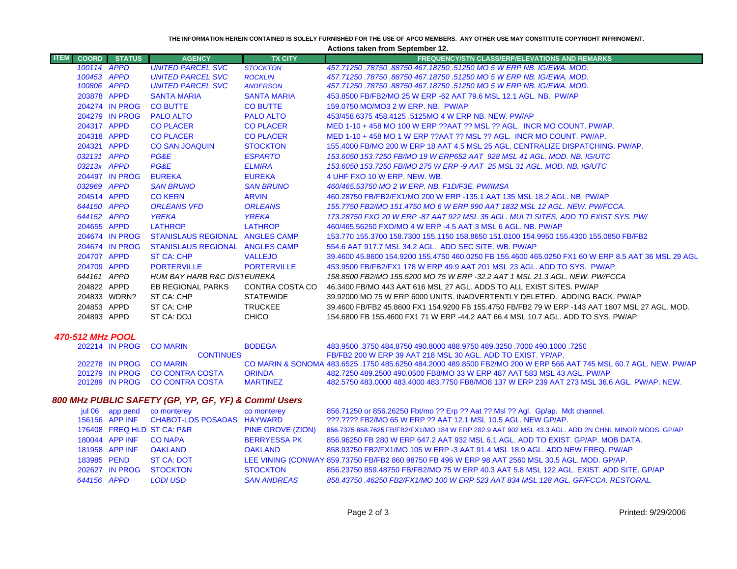THE INFORMATION HEREIN CONTAINED IS SOLELY FURNISHED FOR THE USE OF APCO MEMBERS. ANY OTHER USE MAY CONSTITUTE COPYRIGHT INFRINGMENT.

**Actions taken from September 12.**

| ITEM | COORD | STATUS | AGENCY | TX CITY | FREQUENCY/STN CLASS/ERP/ELEVATIONS AND REMARKS |
|---|---|---|---|---|---|
| | *100114* | *APPD* | *UNITED PARCEL SVC* | *STOCKTON* | *457.71250 .78750 .88750 467.18750 .51250 MO 5 W ERP NB. IG/EWA. MOD.* |
| | *100453* | *APPD* | *UNITED PARCEL SVC* | *ROCKLIN* | *457.71250 .78750 .88750 467.18750 .51250 MO 5 W ERP NB. IG/EWA. MOD.* |
| | *100806* | *APPD* | *UNITED PARCEL SVC* | *ANDERSON* | *457.71250 .78750 .88750 467.18750 .51250 MO 5 W ERP NB. IG/EWA. MOD.* |
| | 203878 | APPD | SANTA MARIA | SANTA MARIA | 453.8500 FB/FB2/MO 25 W ERP -62 AAT 79.6 MSL 12.1 AGL. NB. PW/AP |
| | 204274 | IN PROG | CO BUTTE | CO BUTTE | 159.0750 MO/MO3 2 W ERP. NB. PW/AP |
| | 204279 | IN PROG | PALO ALTO | PALO ALTO | 453/458.6375 458.4125 .5125MO 4 W ERP NB. NEW. PW/AP |
| | 204317 | APPD | CO PLACER | CO PLACER | MED 1-10 + 458 MO 100 W ERP ??AAT ?? MSL ?? AGL. INCR MO COUNT. PW/AP. |
| | 204318 | APPD | CO PLACER | CO PLACER | MED 1-10 + 458 MO 1 W ERP ??AAT ?? MSL ?? AGL. INCR MO COUNT. PW/AP. |
| | 204321 | APPD | CO SAN JOAQUIN | STOCKTON | 155.4000 FB/MO 200 W ERP 18 AAT 4.5 MSL 25 AGL. CENTRALIZE DISPATCHING. PW/AP. |
| | *032131* | *APPD* | *PG&E* | *ESPARTO* | *153.6050 153.7250 FB/MO 19 W ERP652 AAT 928 MSL 41 AGL. MOD. NB. IG/UTC* |
| | *03213x* | *APPD* | *PG&E* | *ELMIRA* | *153.6050 153.7250 FB/MO 275 W ERP -9 AAT 25 MSL 31 AGL. MOD. NB. IG/UTC* |
| | 204497 | IN PROG | EUREKA | EUREKA | 4 UHF FXO 10 W ERP. NEW. WB. |
| | *032969* | *APPD* | *SAN BRUNO* | *SAN BRUNO* | *460/465.53750 MO 2 W ERP. NB. F1D/F3E. PW/IMSA* |
| | 204514 | APPD | CO KERN | ARVIN | 460.28750 FB/FB2/FX1/MO 200 W ERP -135.1 AAT 135 MSL 18.2 AGL. NB. PW/AP |
| | *644150* | *APPD* | *ORLEANS VFD* | *ORLEANS* | *155.7750 FB2/MO 151.4750 MO 6 W ERP 990 AAT 1832 MSL 12 AGL. NEW. PW/FCCA.* |
| | *644152* | *APPD* | *YREKA* | *YREKA* | *173.28750 FXO 20 W ERP -87 AAT 922 MSL 35 AGL. MULTI SITES, ADD TO EXIST SYS. PW/* |
| | 204655 | APPD | LATHROP | LATHROP | 460/465.56250 FXO/MO 4 W ERP -4.5 AAT 3 MSL 6 AGL. NB. PW/AP |
| | 204674 | IN PROG | STANISLAUS REGIONAL | ANGLES CAMP | 153.770 155.3700 158.7300 155.1150 158.8650 151.0100 154.9950 155.4300 155.0850 FB/FB2 |
| | 204674 | IN PROG | STANISLAUS REGIONAL | ANGLES CAMP | 554.6 AAT 917.7 MSL 34.2 AGL. DEC SITE. WB. PW/AP |
| | 204707 | APPD | ST CA: CHP | VALLEJO | 39.4600 45.8600 154.9200 155.4750 460.0250 FB 155.4600 465.0250 FX1 60 W ERP 8.5 AAT 36 MSL 29 AGL |
| | 204709 | APPD | PORTERVILLE | PORTERVILLE | 453.9500 FB/FB2/FX1 178 W ERP 49.9 AAT 201 MSL 23 AGL. ADD TO SYS. PW/AP. |
| | *644161* | *APPD* | *HUM BAY HARB R&C DIST* | *EUREKA* | *158.8500 FB2/MO 155.5200 MO 75 W ERP -32.2 AAT 1 MSL 21.3 AGL. NEW. PW/FCCA* |
| | 204822 | APPD | EB REGIONAL PARKS | CONTRA COSTA CO | 46.3400 FB/MO 443 AAT 616 MSL 27 AGL. ADDS TO ALL EXIST SITES. PW/AP |
| | 204833 | WDRN? | ST CA: CHP | STATEWIDE | 39.92000 MO 75 W ERP 6000 UNITS. INADVERTENTLY DELETED. ADDING BACK. PW/AP |
| | 204853 | APPD | ST CA: CHP | TRUCKEE | 39.4600 FB/FB2 45.8600 FX1 154.9200 FB 155.4750 FB/FB2 79 W ERP -143 AAT 1807 MSL 27 AGL. MOD. |
| | 204893 | APPD | ST CA: DOJ | CHICO | 154.6800 FB 155.4600 FX1 71 W ERP -44.2 AAT 66.4 MSL 10.7 AGL. ADD TO SYS. PW/AP |

## *470-512 MHz POOL*

| ITEM | COORD | STATUS | AGENCY | TX CITY | FREQUENCY/STN CLASS/ERP/ELEVATIONS AND REMARKS |
|---|---|---|---|---|---|
| | 202214 | IN PROG | CO MARIN | BODEGA | 483.9500 .3750 484.8750 490.8000 488.9750 489.3250 .7000 490.1000 .7250 |
| | | | CONTINUES | | FB/FB2 200 W ERP 39 AAT 218 MSL 30 AGL. ADD TO EXIST. YP/AP. |
| | 202278 | IN PROG | CO MARIN | CO MARIN & SONOMA | 483.6525 .1750 485.6250 484.2000 489.8500 FB2/MO 200 W ERP 566 AAT 745 MSL 60.7 AGL. NEW. PW/AP |
| | 201279 | IN PROG | CO CONTRA COSTA | ORINDA | 482.7250 489.2500 490.0500 FB8/MO 33 W ERP 487 AAT 583 MSL 43 AGL. PW/AP |
| | 201289 | IN PROG | CO CONTRA COSTA | MARTINEZ | 482.5750 483.0000 483.7750 FB8/MO8 137 W ERP 239 AAT 273 MSL 36.6 AGL. PW/AP. NEW. |

## *800 MHz PUBLIC SAFETY (GP, YP, GF, YF) & Comml Users*

| ITEM | COORD | STATUS | AGENCY | TX CITY | FREQUENCY/STN CLASS/ERP/ELEVATIONS AND REMARKS |
|---|---|---|---|---|---|
| | jul 06 | app pend | co monterey | co monterey | 856.71250 or 856.26250 Fbt/mo ?? Erp ?? Aat ?? Msl ?? Agl. Gp/ap. Mdt channel. |
| | 156156 | APP INF | CHABOT-LOS POSADAS | HAYWARD | ???.???? FB2/MO 65 W ERP ?? AAT 12.1 MSL 10.5 AGL. NEW GP/AP. |
| | 176408 | FREQ HLD | ST CA: P&R | PINE GROVE (ZION) | ~~856.7375 858.7625~~ FB/FB2/FX1/MO 184 W ERP 282.9 AAT 902 MSL 43.3 AGL. ADD 2N CHNL MINOR MODS. GP/AP |
| | 180044 | APP INF | CO NAPA | BERRYESSA PK | 856.96250 FB 280 W ERP 647.2 AAT 932 MSL 6.1 AGL. ADD TO EXIST. GP/AP. MOB DATA. |
| | 181958 | APP INF | OAKLAND | OAKLAND | 858.93750 FB2/FX1/MO 105 W ERP -3 AAT 91.4 MSL 18.9 AGL. ADD NEW FREQ. PW/AP |
| | 183985 | PEND | ST CA: DOT | LEE VINING (CONWAY | 859.73750 FB/FB2 860.98750 FB 496 W ERP 98 AAT 2560 MSL 30.5 AGL. MOD. GP/AP. |
| | 202627 | IN PROG | STOCKTON | STOCKTON | 856.23750 859.48750 FB/FB2/MO 75 W ERP 40.3 AAT 5.8 MSL 122 AGL. EXIST. ADD SITE. GP/AP |
| | *644156* | *APPD* | *LODI USD* | *SAN ANDREAS* | *858.43750 .46250 FB2/FX1/MO 100 W ERP 523 AAT 834 MSL 128 AGL. GF/FCCA. RESTORAL.* |

Printed: 9/29/2006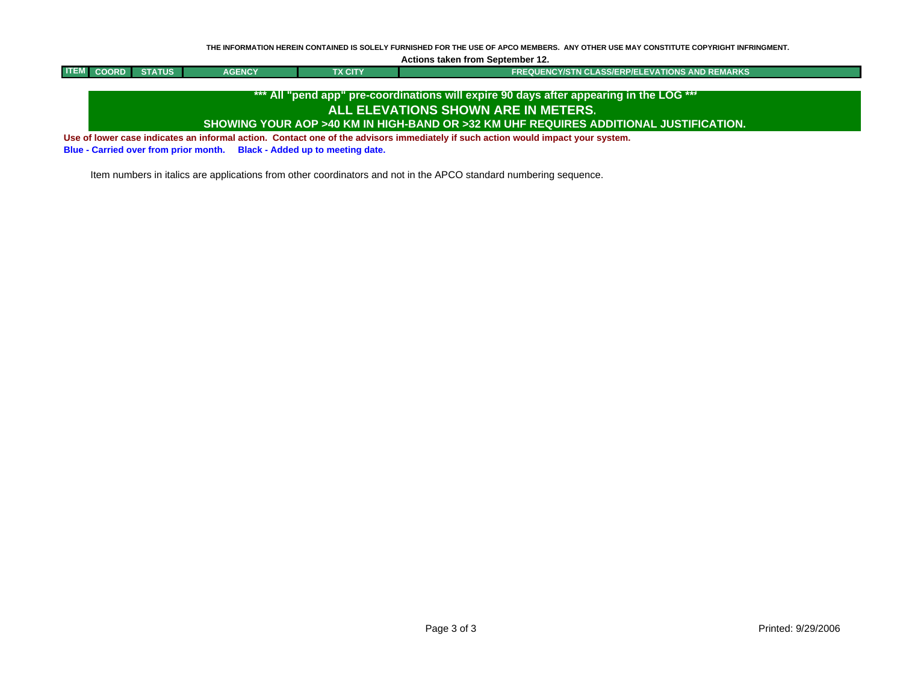**THE INFORMATION HEREIN CONTAINED IS SOLELY FURNISHED FOR THE USE OF APCO MEMBERS. ANY OTHER USE MAY CONSTITUTE COPYRIGHT INFRINGMENT.**

**Actions taken from September 12.**

| ITEM | COORD | STATUS | AGENCY | TX CITY | FREQUENCY/STN CLASS/ERP/ELEVATIONS AND REMARKS |
|---|---|---|---|---|---|

**\*\*\* All "pend app" pre-coordinations will expire 90 days after appearing in the LOG \*\*\***

**ALL ELEVATIONS SHOWN ARE IN METERS.**

**SHOWING YOUR AOP >40 KM IN HIGH-BAND OR >32 KM UHF REQUIRES ADDITIONAL JUSTIFICATION.**

**Use of lower case indicates an informal action. Contact one of the advisors immediately if such action would impact your system.**

**Blue - Carried over from prior month. Black - Added up to meeting date.**

Item numbers in italics are applications from other coordinators and not in the APCO standard numbering sequence.

Printed: 9/29/2006